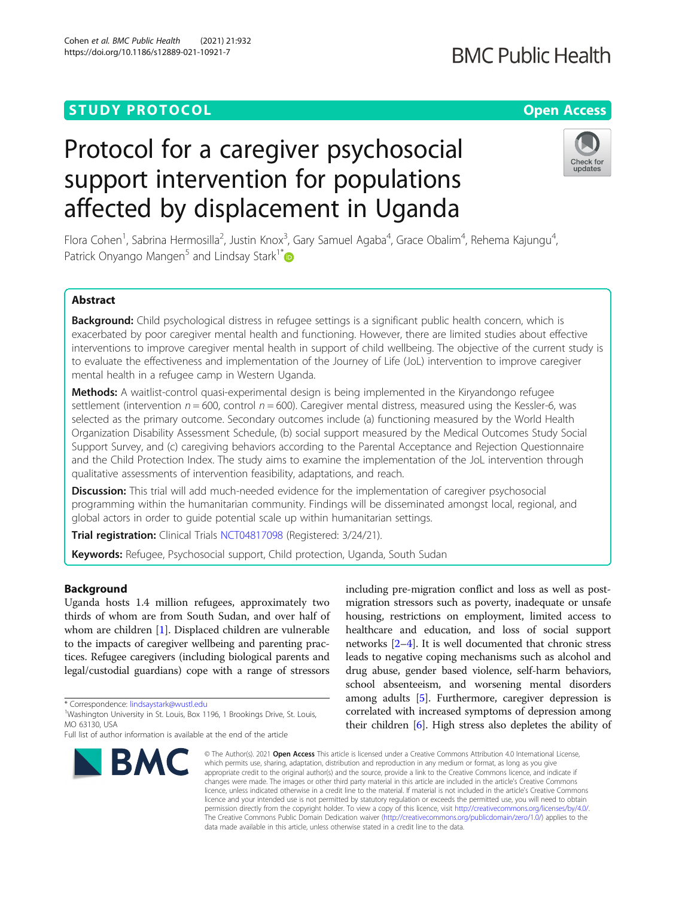STUDY PROTOCOL

Open Access

# Protocol for a caregiver psychosocial support intervention for populations affected by displacement in Uganda

Flora Cohen[1], Sabrina Hermosilla[2], Justin Knox[3], Gary Samuel Agaba[4], Grace Obalim[4], Rehema Kajungu[4], Patrick Onyango Mangen[5] and Lindsay Stark[1*]

## Abstract

**Background:** Child psychological distress in refugee settings is a significant public health concern, which is exacerbated by poor caregiver mental health and functioning. However, there are limited studies about effective interventions to improve caregiver mental health in support of child wellbeing. The objective of the current study is to evaluate the effectiveness and implementation of the Journey of Life (JoL) intervention to improve caregiver mental health in a refugee camp in Western Uganda.

**Methods:** A waitlist-control quasi-experimental design is being implemented in the Kiryandongo refugee settlement (intervention $n = 600$, control $n = 600$). Caregiver mental distress, measured using the Kessler-6, was selected as the primary outcome. Secondary outcomes include (a) functioning measured by the World Health Organization Disability Assessment Schedule, (b) social support measured by the Medical Outcomes Study Social Support Survey, and (c) caregiving behaviors according to the Parental Acceptance and Rejection Questionnaire and the Child Protection Index. The study aims to examine the implementation of the JoL intervention through qualitative assessments of intervention feasibility, adaptations, and reach.

**Discussion:** This trial will add much-needed evidence for the implementation of caregiver psychosocial programming within the humanitarian community. Findings will be disseminated amongst local, regional, and global actors in order to guide potential scale up within humanitarian settings.

**Trial registration:** Clinical Trials NCT04817098 (Registered: 3/24/21).

**Keywords:** Refugee, Psychosocial support, Child protection, Uganda, South Sudan

## Background

Uganda hosts 1.4 million refugees, approximately two thirds of whom are from South Sudan, and over half of whom are children [1]. Displaced children are vulnerable to the impacts of caregiver wellbeing and parenting practices. Refugee caregivers (including biological parents and legal/custodial guardians) cope with a range of stressors including pre-migration conflict and loss as well as post-migration stressors such as poverty, inadequate or unsafe housing, restrictions on employment, limited access to healthcare and education, and loss of social support networks [2–4]. It is well documented that chronic stress leads to negative coping mechanisms such as alcohol and drug abuse, gender based violence, self-harm behaviors, school absenteeism, and worsening mental disorders among adults [5]. Furthermore, caregiver depression is correlated with increased symptoms of depression among their children [6]. High stress also depletes the ability of

\* Correspondence: lindsaystark@wustl.edu
[1]Washington University in St. Louis, Box 1196, 1 Brookings Drive, St. Louis, MO 63130, USA
Full list of author information is available at the end of the article

© The Author(s). 2021 **Open Access** This article is licensed under a Creative Commons Attribution 4.0 International License, which permits use, sharing, adaptation, distribution and reproduction in any medium or format, as long as you give appropriate credit to the original author(s) and the source, provide a link to the Creative Commons licence, and indicate if changes were made. The images or other third party material in this article are included in the article's Creative Commons licence, unless indicated otherwise in a credit line to the material. If material is not included in the article's Creative Commons licence and your intended use is not permitted by statutory regulation or exceeds the permitted use, you will need to obtain permission directly from the copyright holder. To view a copy of this licence, visit http://creativecommons.org/licenses/by/4.0/. The Creative Commons Public Domain Dedication waiver (http://creativecommons.org/publicdomain/zero/1.0/) applies to the data made available in this article, unless otherwise stated in a credit line to the data.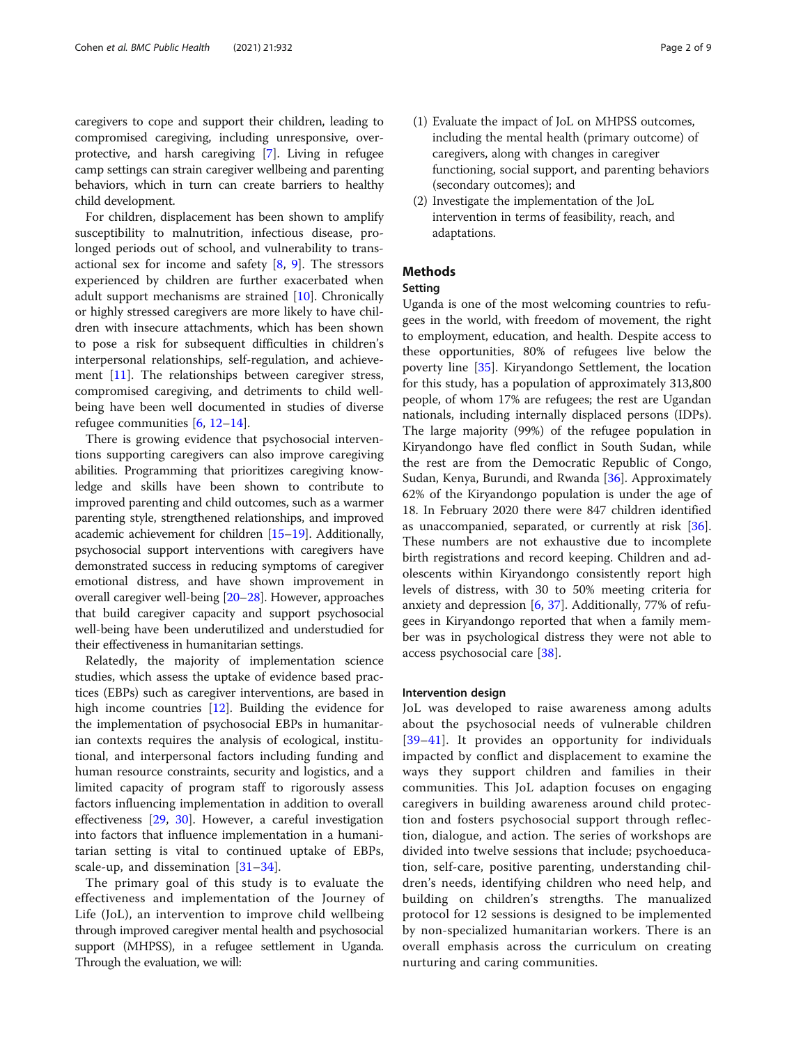caregivers to cope and support their children, leading to compromised caregiving, including unresponsive, overprotective, and harsh caregiving [7]. Living in refugee camp settings can strain caregiver wellbeing and parenting behaviors, which in turn can create barriers to healthy child development.

For children, displacement has been shown to amplify susceptibility to malnutrition, infectious disease, prolonged periods out of school, and vulnerability to transactional sex for income and safety [8, 9]. The stressors experienced by children are further exacerbated when adult support mechanisms are strained [10]. Chronically or highly stressed caregivers are more likely to have children with insecure attachments, which has been shown to pose a risk for subsequent difficulties in children's interpersonal relationships, self-regulation, and achievement [11]. The relationships between caregiver stress, compromised caregiving, and detriments to child wellbeing have been well documented in studies of diverse refugee communities [6, 12–14].

There is growing evidence that psychosocial interventions supporting caregivers can also improve caregiving abilities. Programming that prioritizes caregiving knowledge and skills have been shown to contribute to improved parenting and child outcomes, such as a warmer parenting style, strengthened relationships, and improved academic achievement for children [15–19]. Additionally, psychosocial support interventions with caregivers have demonstrated success in reducing symptoms of caregiver emotional distress, and have shown improvement in overall caregiver well-being [20–28]. However, approaches that build caregiver capacity and support psychosocial well-being have been underutilized and understudied for their effectiveness in humanitarian settings.

Relatedly, the majority of implementation science studies, which assess the uptake of evidence based practices (EBPs) such as caregiver interventions, are based in high income countries [12]. Building the evidence for the implementation of psychosocial EBPs in humanitarian contexts requires the analysis of ecological, institutional, and interpersonal factors including funding and human resource constraints, security and logistics, and a limited capacity of program staff to rigorously assess factors influencing implementation in addition to overall effectiveness [29, 30]. However, a careful investigation into factors that influence implementation in a humanitarian setting is vital to continued uptake of EBPs, scale-up, and dissemination [31–34].

The primary goal of this study is to evaluate the effectiveness and implementation of the Journey of Life (JoL), an intervention to improve child wellbeing through improved caregiver mental health and psychosocial support (MHPSS), in a refugee settlement in Uganda. Through the evaluation, we will:

(1) Evaluate the impact of JoL on MHPSS outcomes, including the mental health (primary outcome) of caregivers, along with changes in caregiver functioning, social support, and parenting behaviors (secondary outcomes); and
(2) Investigate the implementation of the JoL intervention in terms of feasibility, reach, and adaptations.

## Methods

### Setting

Uganda is one of the most welcoming countries to refugees in the world, with freedom of movement, the right to employment, education, and health. Despite access to these opportunities, 80% of refugees live below the poverty line [35]. Kiryandongo Settlement, the location for this study, has a population of approximately 313,800 people, of whom 17% are refugees; the rest are Ugandan nationals, including internally displaced persons (IDPs). The large majority (99%) of the refugee population in Kiryandongo have fled conflict in South Sudan, while the rest are from the Democratic Republic of Congo, Sudan, Kenya, Burundi, and Rwanda [36]. Approximately 62% of the Kiryandongo population is under the age of 18. In February 2020 there were 847 children identified as unaccompanied, separated, or currently at risk [36]. These numbers are not exhaustive due to incomplete birth registrations and record keeping. Children and adolescents within Kiryandongo consistently report high levels of distress, with 30 to 50% meeting criteria for anxiety and depression [6, 37]. Additionally, 77% of refugees in Kiryandongo reported that when a family member was in psychological distress they were not able to access psychosocial care [38].

### Intervention design

JoL was developed to raise awareness among adults about the psychosocial needs of vulnerable children [39–41]. It provides an opportunity for individuals impacted by conflict and displacement to examine the ways they support children and families in their communities. This JoL adaption focuses on engaging caregivers in building awareness around child protection and fosters psychosocial support through reflection, dialogue, and action. The series of workshops are divided into twelve sessions that include; psychoeducation, self-care, positive parenting, understanding children's needs, identifying children who need help, and building on children's strengths. The manualized protocol for 12 sessions is designed to be implemented by non-specialized humanitarian workers. There is an overall emphasis across the curriculum on creating nurturing and caring communities.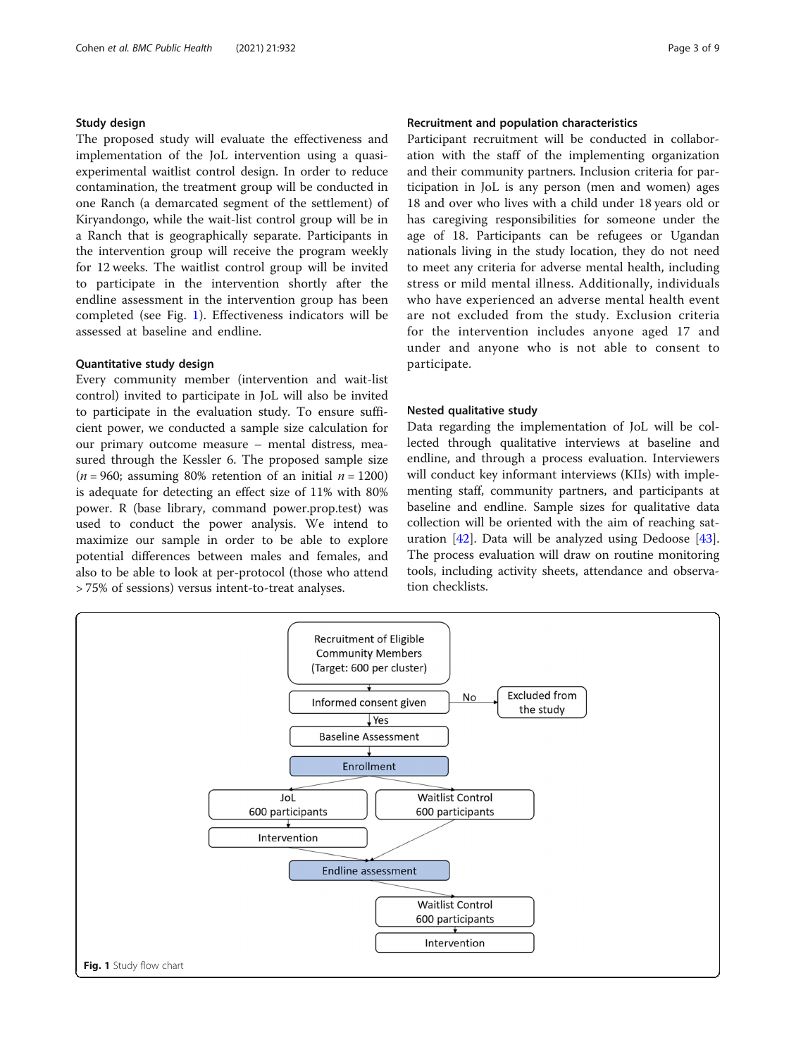### Study design

The proposed study will evaluate the effectiveness and implementation of the JoL intervention using a quasi-experimental waitlist control design. In order to reduce contamination, the treatment group will be conducted in one Ranch (a demarcated segment of the settlement) of Kiryandongo, while the wait-list control group will be in a Ranch that is geographically separate. Participants in the intervention group will receive the program weekly for 12 weeks. The waitlist control group will be invited to participate in the intervention shortly after the endline assessment in the intervention group has been completed (see Fig. 1). Effectiveness indicators will be assessed at baseline and endline.

### Quantitative study design

Every community member (intervention and wait-list control) invited to participate in JoL will also be invited to participate in the evaluation study. To ensure sufficient power, we conducted a sample size calculation for our primary outcome measure – mental distress, measured through the Kessler 6. The proposed sample size ($n = 960$; assuming 80% retention of an initial $n = 1200$) is adequate for detecting an effect size of 11% with 80% power. R (base library, command power.prop.test) was used to conduct the power analysis. We intend to maximize our sample in order to be able to explore potential differences between males and females, and also to be able to look at per-protocol (those who attend > 75% of sessions) versus intent-to-treat analyses.

### Recruitment and population characteristics

Participant recruitment will be conducted in collaboration with the staff of the implementing organization and their community partners. Inclusion criteria for participation in JoL is any person (men and women) ages 18 and over who lives with a child under 18 years old or has caregiving responsibilities for someone under the age of 18. Participants can be refugees or Ugandan nationals living in the study location, they do not need to meet any criteria for adverse mental health, including stress or mild mental illness. Additionally, individuals who have experienced an adverse mental health event are not excluded from the study. Exclusion criteria for the intervention includes anyone aged 17 and under and anyone who is not able to consent to participate.

### Nested qualitative study

Data regarding the implementation of JoL will be collected through qualitative interviews at baseline and endline, and through a process evaluation. Interviewers will conduct key informant interviews (KIIs) with implementing staff, community partners, and participants at baseline and endline. Sample sizes for qualitative data collection will be oriented with the aim of reaching saturation [42]. Data will be analyzed using Dedoose [43]. The process evaluation will draw on routine monitoring tools, including activity sheets, attendance and observation checklists.

**Fig. 1** Study flow chart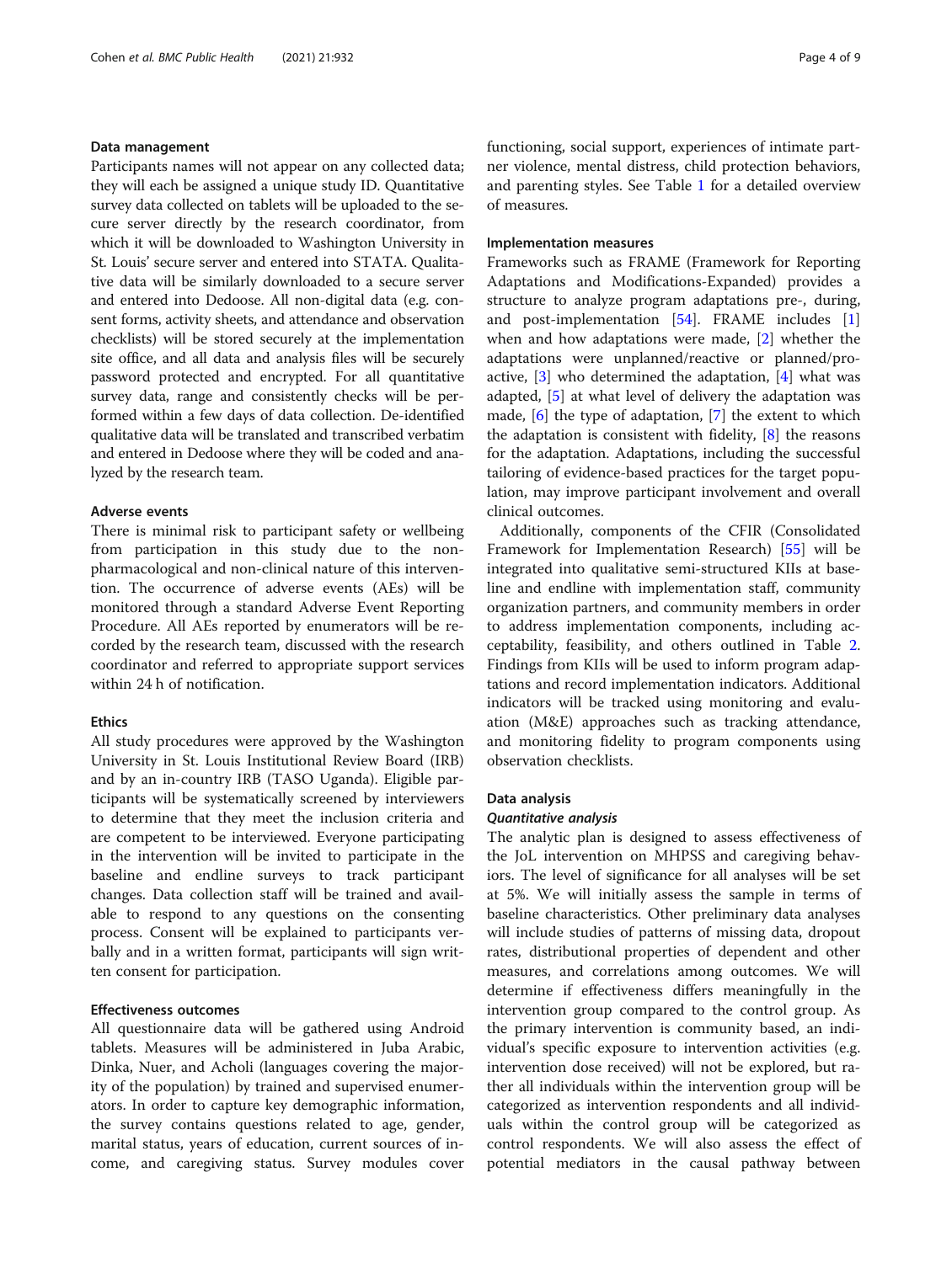### Data management

Participants names will not appear on any collected data; they will each be assigned a unique study ID. Quantitative survey data collected on tablets will be uploaded to the secure server directly by the research coordinator, from which it will be downloaded to Washington University in St. Louis' secure server and entered into STATA. Qualitative data will be similarly downloaded to a secure server and entered into Dedoose. All non-digital data (e.g. consent forms, activity sheets, and attendance and observation checklists) will be stored securely at the implementation site office, and all data and analysis files will be securely password protected and encrypted. For all quantitative survey data, range and consistently checks will be performed within a few days of data collection. De-identified qualitative data will be translated and transcribed verbatim and entered in Dedoose where they will be coded and analyzed by the research team.

### Adverse events

There is minimal risk to participant safety or wellbeing from participation in this study due to the non-pharmacological and non-clinical nature of this intervention. The occurrence of adverse events (AEs) will be monitored through a standard Adverse Event Reporting Procedure. All AEs reported by enumerators will be recorded by the research team, discussed with the research coordinator and referred to appropriate support services within 24 h of notification.

### Ethics

All study procedures were approved by the Washington University in St. Louis Institutional Review Board (IRB) and by an in-country IRB (TASO Uganda). Eligible participants will be systematically screened by interviewers to determine that they meet the inclusion criteria and are competent to be interviewed. Everyone participating in the intervention will be invited to participate in the baseline and endline surveys to track participant changes. Data collection staff will be trained and available to respond to any questions on the consenting process. Consent will be explained to participants verbally and in a written format, participants will sign written consent for participation.

### Effectiveness outcomes

All questionnaire data will be gathered using Android tablets. Measures will be administered in Juba Arabic, Dinka, Nuer, and Acholi (languages covering the majority of the population) by trained and supervised enumerators. In order to capture key demographic information, the survey contains questions related to age, gender, marital status, years of education, current sources of income, and caregiving status. Survey modules cover functioning, social support, experiences of intimate partner violence, mental distress, child protection behaviors, and parenting styles. See Table 1 for a detailed overview of measures.

### Implementation measures

Frameworks such as FRAME (Framework for Reporting Adaptations and Modifications-Expanded) provides a structure to analyze program adaptations pre-, during, and post-implementation [54]. FRAME includes [1] when and how adaptations were made, [2] whether the adaptations were unplanned/reactive or planned/proactive, [3] who determined the adaptation, [4] what was adapted, [5] at what level of delivery the adaptation was made, [6] the type of adaptation, [7] the extent to which the adaptation is consistent with fidelity, [8] the reasons for the adaptation. Adaptations, including the successful tailoring of evidence-based practices for the target population, may improve participant involvement and overall clinical outcomes.

Additionally, components of the CFIR (Consolidated Framework for Implementation Research) [55] will be integrated into qualitative semi-structured KIIs at baseline and endline with implementation staff, community organization partners, and community members in order to address implementation components, including acceptability, feasibility, and others outlined in Table 2. Findings from KIIs will be used to inform program adaptations and record implementation indicators. Additional indicators will be tracked using monitoring and evaluation (M&E) approaches such as tracking attendance, and monitoring fidelity to program components using observation checklists.

### Data analysis

#### *Quantitative analysis*

The analytic plan is designed to assess effectiveness of the JoL intervention on MHPSS and caregiving behaviors. The level of significance for all analyses will be set at 5%. We will initially assess the sample in terms of baseline characteristics. Other preliminary data analyses will include studies of patterns of missing data, dropout rates, distributional properties of dependent and other measures, and correlations among outcomes. We will determine if effectiveness differs meaningfully in the intervention group compared to the control group. As the primary intervention is community based, an individual's specific exposure to intervention activities (e.g. intervention dose received) will not be explored, but rather all individuals within the intervention group will be categorized as intervention respondents and all individuals within the control group will be categorized as control respondents. We will also assess the effect of potential mediators in the causal pathway between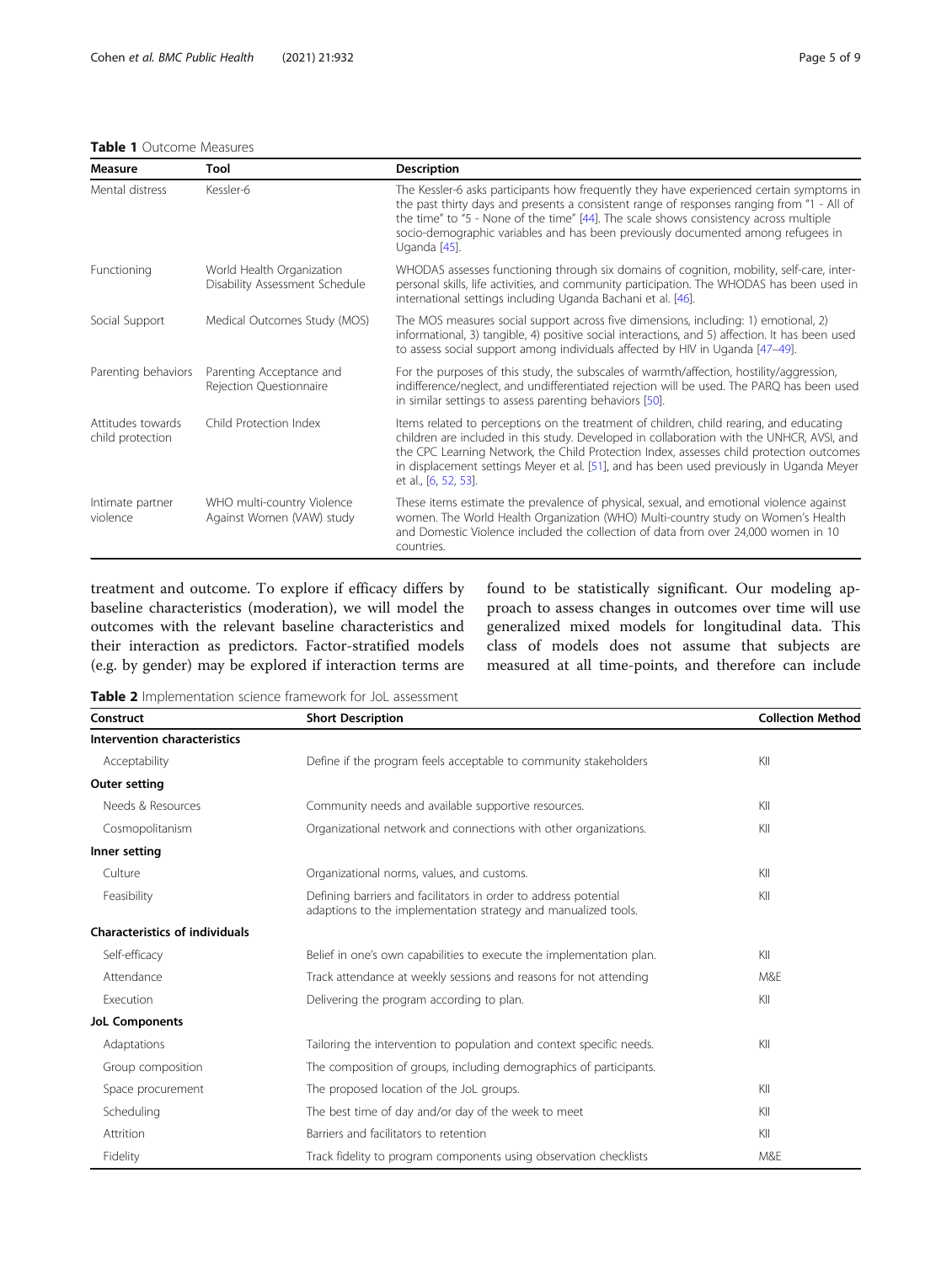**Table 1** Outcome Measures

| Measure | Tool | Description |
| --- | --- | --- |
| Mental distress | Kessler-6 | The Kessler-6 asks participants how frequently they have experienced certain symptoms in the past thirty days and presents a consistent range of responses ranging from "1 - All of the time" to "5 - None of the time" [44]. The scale shows consistency across multiple socio-demographic variables and has been previously documented among refugees in Uganda [45]. |
| Functioning | World Health Organization Disability Assessment Schedule | WHODAS assesses functioning through six domains of cognition, mobility, self-care, interpersonal skills, life activities, and community participation. The WHODAS has been used in international settings including Uganda Bachani et al. [46]. |
| Social Support | Medical Outcomes Study (MOS) | The MOS measures social support across five dimensions, including: 1) emotional, 2) informational, 3) tangible, 4) positive social interactions, and 5) affection. It has been used to assess social support among individuals affected by HIV in Uganda [47–49]. |
| Parenting behaviors | Parenting Acceptance and Rejection Questionnaire | For the purposes of this study, the subscales of warmth/affection, hostility/aggression, indifference/neglect, and undifferentiated rejection will be used. The PARQ has been used in similar settings to assess parenting behaviors [50]. |
| Attitudes towards child protection | Child Protection Index | Items related to perceptions on the treatment of children, child rearing, and educating children are included in this study. Developed in collaboration with the UNHCR, AVSI, and the CPC Learning Network, the Child Protection Index, assesses child protection outcomes in displacement settings Meyer et al. [51], and has been used previously in Uganda Meyer et al., [6, 52, 53]. |
| Intimate partner violence | WHO multi-country Violence Against Women (VAW) study | These items estimate the prevalence of physical, sexual, and emotional violence against women. The World Health Organization (WHO) Multi-country study on Women's Health and Domestic Violence included the collection of data from over 24,000 women in 10 countries. |

treatment and outcome. To explore if efficacy differs by baseline characteristics (moderation), we will model the outcomes with the relevant baseline characteristics and their interaction as predictors. Factor-stratified models (e.g. by gender) may be explored if interaction terms are found to be statistically significant. Our modeling approach to assess changes in outcomes over time will use generalized mixed models for longitudinal data. This class of models does not assume that subjects are measured at all time-points, and therefore can include

**Table 2** Implementation science framework for JoL assessment

| Construct | Short Description | Collection Method |
| --- | --- | --- |
| **Intervention characteristics** | | |
| Acceptability | Define if the program feels acceptable to community stakeholders | KII |
| **Outer setting** | | |
| Needs & Resources | Community needs and available supportive resources. | KII |
| Cosmopolitanism | Organizational network and connections with other organizations. | KII |
| **Inner setting** | | |
| Culture | Organizational norms, values, and customs. | KII |
| Feasibility | Defining barriers and facilitators in order to address potential adaptions to the implementation strategy and manualized tools. | KII |
| **Characteristics of individuals** | | |
| Self-efficacy | Belief in one's own capabilities to execute the implementation plan. | KII |
| Attendance | Track attendance at weekly sessions and reasons for not attending | M&E |
| Execution | Delivering the program according to plan. | KII |
| **JoL Components** | | |
| Adaptations | Tailoring the intervention to population and context specific needs. | KII |
| Group composition | The composition of groups, including demographics of participants. | |
| Space procurement | The proposed location of the JoL groups. | KII |
| Scheduling | The best time of day and/or day of the week to meet | KII |
| Attrition | Barriers and facilitators to retention | KII |
| Fidelity | Track fidelity to program components using observation checklists | M&E |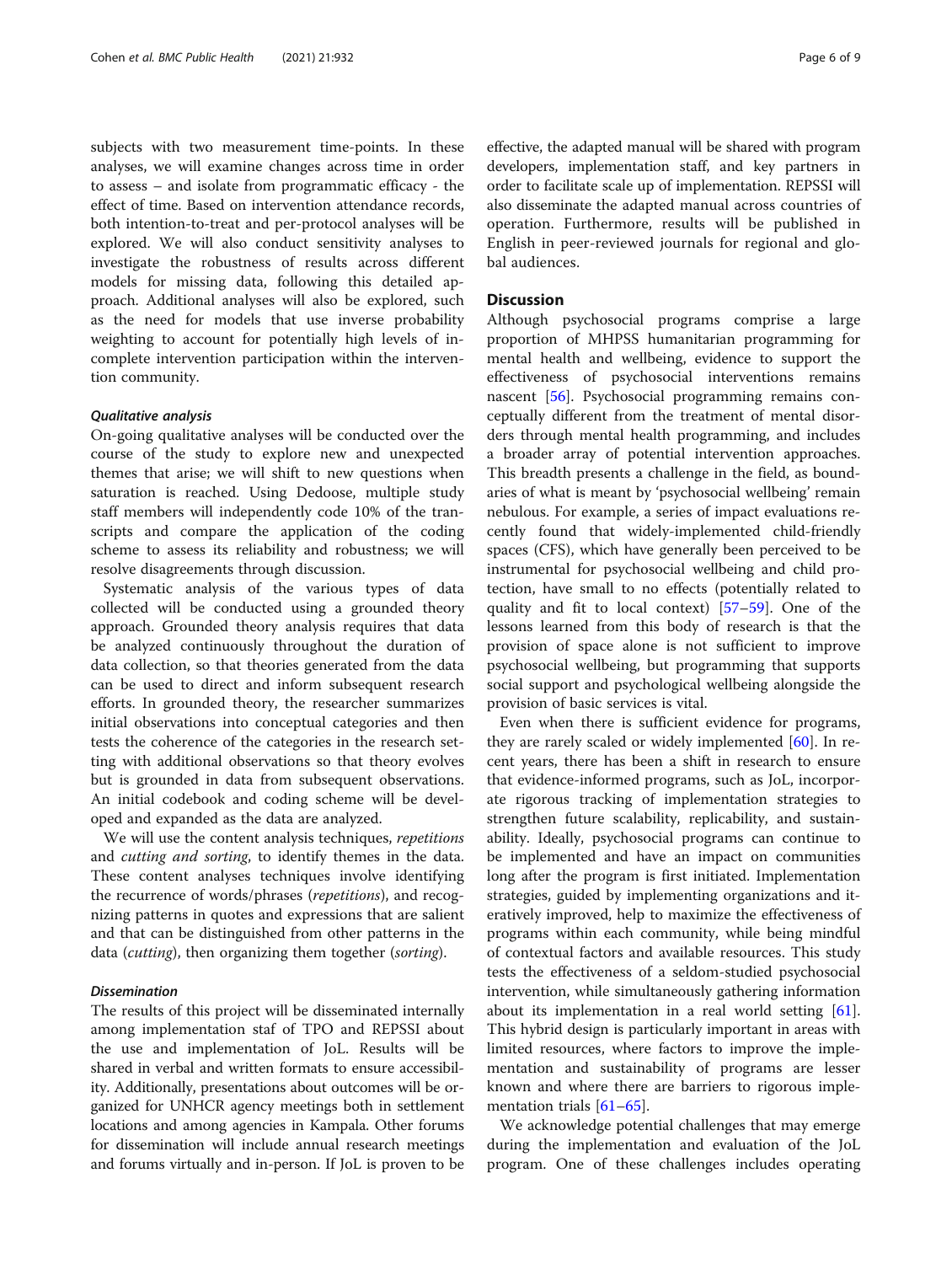subjects with two measurement time-points. In these analyses, we will examine changes across time in order to assess – and isolate from programmatic efficacy - the effect of time. Based on intervention attendance records, both intention-to-treat and per-protocol analyses will be explored. We will also conduct sensitivity analyses to investigate the robustness of results across different models for missing data, following this detailed approach. Additional analyses will also be explored, such as the need for models that use inverse probability weighting to account for potentially high levels of incomplete intervention participation within the intervention community.

#### *Qualitative analysis*

On-going qualitative analyses will be conducted over the course of the study to explore new and unexpected themes that arise; we will shift to new questions when saturation is reached. Using Dedoose, multiple study staff members will independently code 10% of the transcripts and compare the application of the coding scheme to assess its reliability and robustness; we will resolve disagreements through discussion.

Systematic analysis of the various types of data collected will be conducted using a grounded theory approach. Grounded theory analysis requires that data be analyzed continuously throughout the duration of data collection, so that theories generated from the data can be used to direct and inform subsequent research efforts. In grounded theory, the researcher summarizes initial observations into conceptual categories and then tests the coherence of the categories in the research setting with additional observations so that theory evolves but is grounded in data from subsequent observations. An initial codebook and coding scheme will be developed and expanded as the data are analyzed.

We will use the content analysis techniques, *repetitions* and *cutting and sorting*, to identify themes in the data. These content analyses techniques involve identifying the recurrence of words/phrases (*repetitions*), and recognizing patterns in quotes and expressions that are salient and that can be distinguished from other patterns in the data (*cutting*), then organizing them together (*sorting*).

#### *Dissemination*

The results of this project will be disseminated internally among implementation staf of TPO and REPSSI about the use and implementation of JoL. Results will be shared in verbal and written formats to ensure accessibility. Additionally, presentations about outcomes will be organized for UNHCR agency meetings both in settlement locations and among agencies in Kampala. Other forums for dissemination will include annual research meetings and forums virtually and in-person. If JoL is proven to be effective, the adapted manual will be shared with program developers, implementation staff, and key partners in order to facilitate scale up of implementation. REPSSI will also disseminate the adapted manual across countries of operation. Furthermore, results will be published in English in peer-reviewed journals for regional and global audiences.

## Discussion

Although psychosocial programs comprise a large proportion of MHPSS humanitarian programming for mental health and wellbeing, evidence to support the effectiveness of psychosocial interventions remains nascent [56]. Psychosocial programming remains conceptually different from the treatment of mental disorders through mental health programming, and includes a broader array of potential intervention approaches. This breadth presents a challenge in the field, as boundaries of what is meant by 'psychosocial wellbeing' remain nebulous. For example, a series of impact evaluations recently found that widely-implemented child-friendly spaces (CFS), which have generally been perceived to be instrumental for psychosocial wellbeing and child protection, have small to no effects (potentially related to quality and fit to local context) [57–59]. One of the lessons learned from this body of research is that the provision of space alone is not sufficient to improve psychosocial wellbeing, but programming that supports social support and psychological wellbeing alongside the provision of basic services is vital.

Even when there is sufficient evidence for programs, they are rarely scaled or widely implemented [60]. In recent years, there has been a shift in research to ensure that evidence-informed programs, such as JoL, incorporate rigorous tracking of implementation strategies to strengthen future scalability, replicability, and sustainability. Ideally, psychosocial programs can continue to be implemented and have an impact on communities long after the program is first initiated. Implementation strategies, guided by implementing organizations and iteratively improved, help to maximize the effectiveness of programs within each community, while being mindful of contextual factors and available resources. This study tests the effectiveness of a seldom-studied psychosocial intervention, while simultaneously gathering information about its implementation in a real world setting [61]. This hybrid design is particularly important in areas with limited resources, where factors to improve the implementation and sustainability of programs are lesser known and where there are barriers to rigorous implementation trials [61–65].

We acknowledge potential challenges that may emerge during the implementation and evaluation of the JoL program. One of these challenges includes operating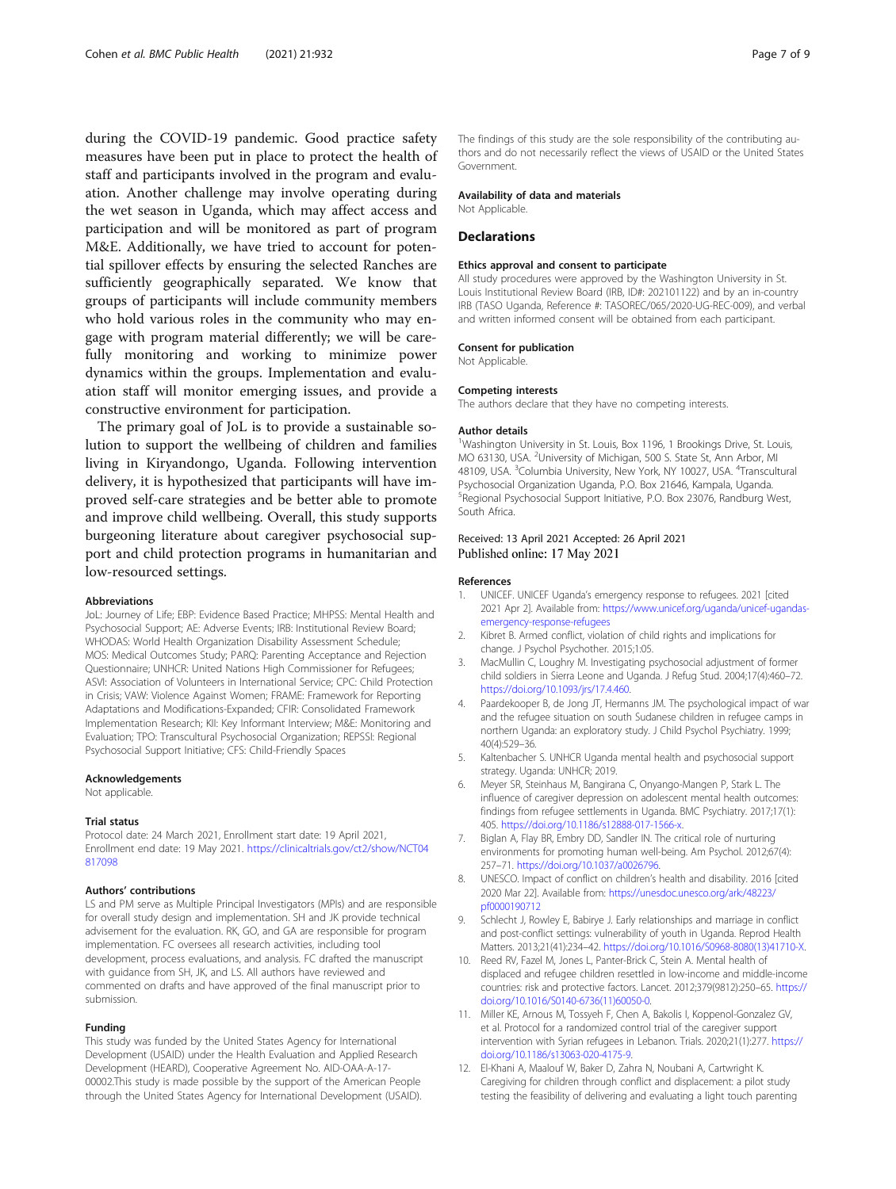during the COVID-19 pandemic. Good practice safety measures have been put in place to protect the health of staff and participants involved in the program and evaluation. Another challenge may involve operating during the wet season in Uganda, which may affect access and participation and will be monitored as part of program M&E. Additionally, we have tried to account for potential spillover effects by ensuring the selected Ranches are sufficiently geographically separated. We know that groups of participants will include community members who hold various roles in the community who may engage with program material differently; we will be carefully monitoring and working to minimize power dynamics within the groups. Implementation and evaluation staff will monitor emerging issues, and provide a constructive environment for participation.

The primary goal of JoL is to provide a sustainable solution to support the wellbeing of children and families living in Kiryandongo, Uganda. Following intervention delivery, it is hypothesized that participants will have improved self-care strategies and be better able to promote and improve child wellbeing. Overall, this study supports burgeoning literature about caregiver psychosocial support and child protection programs in humanitarian and low-resourced settings.

### Abbreviations

JoL: Journey of Life; EBP: Evidence Based Practice; MHPSS: Mental Health and Psychosocial Support; AE: Adverse Events; IRB: Institutional Review Board; WHODAS: World Health Organization Disability Assessment Schedule; MOS: Medical Outcomes Study; PARQ: Parenting Acceptance and Rejection Questionnaire; UNHCR: United Nations High Commissioner for Refugees; ASVI: Association of Volunteers in International Service; CPC: Child Protection in Crisis; VAW: Violence Against Women; FRAME: Framework for Reporting Adaptations and Modifications-Expanded; CFIR: Consolidated Framework Implementation Research; KII: Key Informant Interview; M&E: Monitoring and Evaluation; TPO: Transcultural Psychosocial Organization; REPSSI: Regional Psychosocial Support Initiative; CFS: Child-Friendly Spaces

### Acknowledgements

Not applicable.

### Trial status

Protocol date: 24 March 2021, Enrollment start date: 19 April 2021, Enrollment end date: 19 May 2021. https://clinicaltrials.gov/ct2/show/NCT04817098

### Authors' contributions

LS and PM serve as Multiple Principal Investigators (MPIs) and are responsible for overall study design and implementation. SH and JK provide technical advisement for the evaluation. RK, GO, and GA are responsible for program implementation. FC oversees all research activities, including tool development, process evaluations, and analysis. FC drafted the manuscript with guidance from SH, JK, and LS. All authors have reviewed and commented on drafts and have approved of the final manuscript prior to submission.

### Funding

This study was funded by the United States Agency for International Development (USAID) under the Health Evaluation and Applied Research Development (HEARD), Cooperative Agreement No. AID-OAA-A-17-00002.This study is made possible by the support of the American People through the United States Agency for International Development (USAID).
The findings of this study are the sole responsibility of the contributing authors and do not necessarily reflect the views of USAID or the United States Government.

### Availability of data and materials

Not Applicable.

## Declarations

### Ethics approval and consent to participate

All study procedures were approved by the Washington University in St. Louis Institutional Review Board (IRB, ID#: 202101122) and by an in-country IRB (TASO Uganda, Reference #: TASOREC/065/2020-UG-REC-009), and verbal and written informed consent will be obtained from each participant.

### Consent for publication

Not Applicable.

### Competing interests

The authors declare that they have no competing interests.

### Author details

[1]Washington University in St. Louis, Box 1196, 1 Brookings Drive, St. Louis, MO 63130, USA. [2]University of Michigan, 500 S. State St, Ann Arbor, MI 48109, USA. [3]Columbia University, New York, NY 10027, USA. [4]Transcultural Psychosocial Organization Uganda, P.O. Box 21646, Kampala, Uganda. [5]Regional Psychosocial Support Initiative, P.O. Box 23076, Randburg West, South Africa.

Received: 13 April 2021 Accepted: 26 April 2021
Published online: 17 May 2021

### References

1. UNICEF. UNICEF Uganda's emergency response to refugees. 2021 [cited 2021 Apr 2]. Available from: https://www.unicef.org/uganda/unicef-ugandas-emergency-response-refugees
2. Kibret B. Armed conflict, violation of child rights and implications for change. J Psychol Psychother. 2015;1:05.
3. MacMullin C, Loughry M. Investigating psychosocial adjustment of former child soldiers in Sierra Leone and Uganda. J Refug Stud. 2004;17(4):460–72. https://doi.org/10.1093/jrs/17.4.460.
4. Paardekooper B, de Jong JT, Hermanns JM. The psychological impact of war and the refugee situation on south Sudanese children in refugee camps in northern Uganda: an exploratory study. J Child Psychol Psychiatry. 1999; 40(4):529–36.
5. Kaltenbacher S. UNHCR Uganda mental health and psychosocial support strategy. Uganda: UNHCR; 2019.
6. Meyer SR, Steinhaus M, Bangirana C, Onyango-Mangen P, Stark L. The influence of caregiver depression on adolescent mental health outcomes: findings from refugee settlements in Uganda. BMC Psychiatry. 2017;17(1): 405. https://doi.org/10.1186/s12888-017-1566-x.
7. Biglan A, Flay BR, Embry DD, Sandler IN. The critical role of nurturing environments for promoting human well-being. Am Psychol. 2012;67(4): 257–71. https://doi.org/10.1037/a0026796.
8. UNESCO. Impact of conflict on children's health and disability. 2016 [cited 2020 Mar 22]. Available from: https://unesdoc.unesco.org/ark:/48223/pf0000190712
9. Schlecht J, Rowley E, Babirye J. Early relationships and marriage in conflict and post-conflict settings: vulnerability of youth in Uganda. Reprod Health Matters. 2013;21(41):234–42. https://doi.org/10.1016/S0968-8080(13)41710-X.
10. Reed RV, Fazel M, Jones L, Panter-Brick C, Stein A. Mental health of displaced and refugee children resettled in low-income and middle-income countries: risk and protective factors. Lancet. 2012;379(9812):250–65. https://doi.org/10.1016/S0140-6736(11)60050-0.
11. Miller KE, Arnous M, Tossyeh F, Chen A, Bakolis I, Koppenol-Gonzalez GV, et al. Protocol for a randomized control trial of the caregiver support intervention with Syrian refugees in Lebanon. Trials. 2020;21(1):277. https://doi.org/10.1186/s13063-020-4175-9.
12. El-Khani A, Maalouf W, Baker D, Zahra N, Noubani A, Cartwright K. Caregiving for children through conflict and displacement: a pilot study testing the feasibility of delivering and evaluating a light touch parenting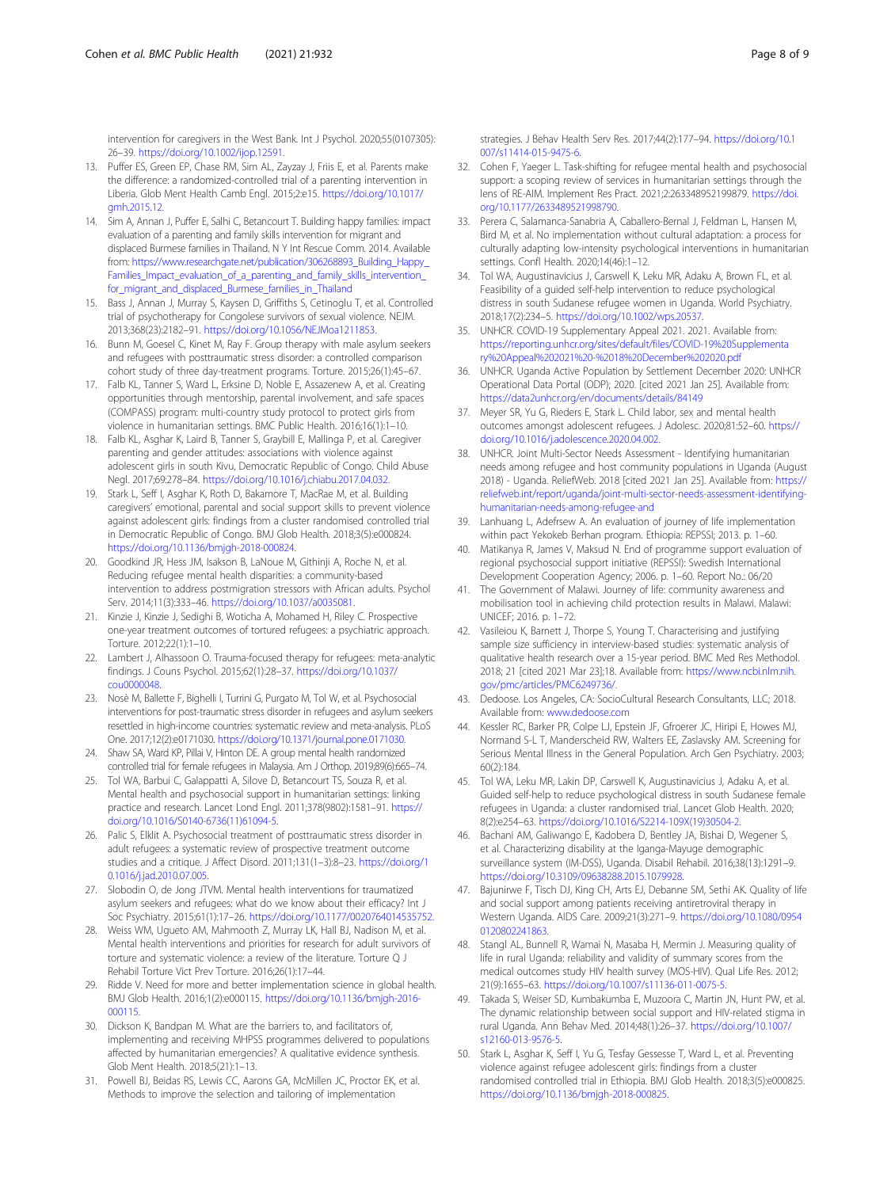intervention for caregivers in the West Bank. Int J Psychol. 2020;55(0107305):26–39. https://doi.org/10.1002/ijop.12591.

13. Puffer ES, Green EP, Chase RM, Sim AL, Zayzay J, Friis E, et al. Parents make the difference: a randomized-controlled trial of a parenting intervention in Liberia. Glob Ment Health Camb Engl. 2015;2:e15. https://doi.org/10.1017/gmh.2015.12.
14. Sim A, Annan J, Puffer E, Salhi C, Betancourt T. Building happy families: impact evaluation of a parenting and family skills intervention for migrant and displaced Burmese families in Thailand. N Y Int Rescue Comm. 2014. Available from: https://www.researchgate.net/publication/306268893_Building_Happy_Families_Impact_evaluation_of_a_parenting_and_family_skills_intervention_for_migrant_and_displaced_Burmese_families_in_Thailand
15. Bass J, Annan J, Murray S, Kaysen D, Griffiths S, Cetinoglu T, et al. Controlled trial of psychotherapy for Congolese survivors of sexual violence. NEJM. 2013;368(23):2182–91. https://doi.org/10.1056/NEJMoa1211853.
16. Bunn M, Goesel C, Kinet M, Ray F. Group therapy with male asylum seekers and refugees with posttraumatic stress disorder: a controlled comparison cohort study of three day-treatment programs. Torture. 2015;26(1):45–67.
17. Falb KL, Tanner S, Ward L, Erksine D, Noble E, Assazenew A, et al. Creating opportunities through mentorship, parental involvement, and safe spaces (COMPASS) program: multi-country study protocol to protect girls from violence in humanitarian settings. BMC Public Health. 2016;16(1):1–10.
18. Falb KL, Asghar K, Laird B, Tanner S, Graybill E, Mallinga P, et al. Caregiver parenting and gender attitudes: associations with violence against adolescent girls in south Kivu, Democratic Republic of Congo. Child Abuse Negl. 2017;69:278–84. https://doi.org/10.1016/j.chiabu.2017.04.032.
19. Stark L, Seff I, Asghar K, Roth D, Bakamore T, MacRae M, et al. Building caregivers' emotional, parental and social support skills to prevent violence against adolescent girls: findings from a cluster randomised controlled trial in Democratic Republic of Congo. BMJ Glob Health. 2018;3(5):e000824. https://doi.org/10.1136/bmjgh-2018-000824.
20. Goodkind JR, Hess JM, Isakson B, LaNoue M, Githinji A, Roche N, et al. Reducing refugee mental health disparities: a community-based intervention to address postmigration stressors with African adults. Psychol Serv. 2014;11(3):333–46. https://doi.org/10.1037/a0035081.
21. Kinzie J, Kinzie J, Sedighi B, Woticha A, Mohamed H, Riley C. Prospective one-year treatment outcomes of tortured refugees: a psychiatric approach. Torture. 2012;22(1):1–10.
22. Lambert J, Alhassoon O. Trauma-focused therapy for refugees: meta-analytic findings. J Couns Psychol. 2015;62(1):28–37. https://doi.org/10.1037/cou0000048.
23. Nosè M, Ballette F, Bighelli I, Turrini G, Purgato M, Tol W, et al. Psychosocial interventions for post-traumatic stress disorder in refugees and asylum seekers resettled in high-income countries: systematic review and meta-analysis. PLoS One. 2017;12(2):e0171030. https://doi.org/10.1371/journal.pone.0171030.
24. Shaw SA, Ward KP, Pillai V, Hinton DE. A group mental health randomized controlled trial for female refugees in Malaysia. Am J Orthop. 2019;89(6):665–74.
25. Tol WA, Barbui C, Galappatti A, Silove D, Betancourt TS, Souza R, et al. Mental health and psychosocial support in humanitarian settings: linking practice and research. Lancet Lond Engl. 2011;378(9802):1581–91. https://doi.org/10.1016/S0140-6736(11)61094-5.
26. Palic S, Elklit A. Psychosocial treatment of posttraumatic stress disorder in adult refugees: a systematic review of prospective treatment outcome studies and a critique. J Affect Disord. 2011;131(1–3):8–23. https://doi.org/10.1016/j.jad.2010.07.005.
27. Slobodin O, de Jong JTVM. Mental health interventions for traumatized asylum seekers and refugees: what do we know about their efficacy? Int J Soc Psychiatry. 2015;61(1):17–26. https://doi.org/10.1177/0020764014535752.
28. Weiss WM, Ugueto AM, Mahmooth Z, Murray LK, Hall BJ, Nadison M, et al. Mental health interventions and priorities for research for adult survivors of torture and systematic violence: a review of the literature. Torture Q J Rehabil Torture Vict Prev Torture. 2016;26(1):17–44.
29. Ridde V. Need for more and better implementation science in global health. BMJ Glob Health. 2016;1(2):e000115. https://doi.org/10.1136/bmjgh-2016-000115.
30. Dickson K, Bandpan M. What are the barriers to, and facilitators of, implementing and receiving MHPSS programmes delivered to populations affected by humanitarian emergencies? A qualitative evidence synthesis. Glob Ment Health. 2018;5(21):1–13.
31. Powell BJ, Beidas RS, Lewis CC, Aarons GA, McMillen JC, Proctor EK, et al. Methods to improve the selection and tailoring of implementation strategies. J Behav Health Serv Res. 2017;44(2):177–94. https://doi.org/10.1007/s11414-015-9475-6.
32. Cohen F, Yaeger L. Task-shifting for refugee mental health and psychosocial support: a scoping review of services in humanitarian settings through the lens of RE-AIM. Implement Res Pract. 2021;2:263348952199879. https://doi.org/10.1177/2633489521998790.
33. Perera C, Salamanca-Sanabria A, Caballero-Bernal J, Feldman L, Hansen M, Bird M, et al. No implementation without cultural adaptation: a process for culturally adapting low-intensity psychological interventions in humanitarian settings. Confl Health. 2020;14(46):1–12.
34. Tol WA, Augustinavicius J, Carswell K, Leku MR, Adaku A, Brown FL, et al. Feasibility of a guided self-help intervention to reduce psychological distress in south Sudanese refugee women in Uganda. World Psychiatry. 2018;17(2):234–5. https://doi.org/10.1002/wps.20537.
35. UNHCR. COVID-19 Supplementary Appeal 2021. 2021. Available from: https://reporting.unhcr.org/sites/default/files/COVID-19%20Supplementary%20Appeal%202021%20-%2018%20December%202020.pdf
36. UNHCR. Uganda Active Population by Settlement December 2020: UNHCR Operational Data Portal (ODP); 2020. [cited 2021 Jan 25]. Available from: https://data2unhcr.org/en/documents/details/84149
37. Meyer SR, Yu G, Rieders E, Stark L. Child labor, sex and mental health outcomes amongst adolescent refugees. J Adolesc. 2020;81:52–60. https://doi.org/10.1016/j.adolescence.2020.04.002.
38. UNHCR. Joint Multi-Sector Needs Assessment - Identifying humanitarian needs among refugee and host community populations in Uganda (August 2018) - Uganda. ReliefWeb. 2018 [cited 2021 Jan 25]. Available from: https://reliefweb.int/report/uganda/joint-multi-sector-needs-assessment-identifying-humanitarian-needs-among-refugee-and
39. Lanhuang L, Adefrsew A. An evaluation of journey of life implementation within pact Yekokeb Berhan program. Ethiopia: REPSSI; 2013. p. 1–60.
40. Matikanya R, James V, Maksud N. End of programme support evaluation of regional psychosocial support initiative (REPSSI): Swedish International Development Cooperation Agency; 2006. p. 1–60. Report No.: 06/20
41. The Government of Malawi. Journey of life: community awareness and mobilisation tool in achieving child protection results in Malawi. Malawi: UNICEF; 2016. p. 1–72.
42. Vasileiou K, Barnett J, Thorpe S, Young T. Characterising and justifying sample size sufficiency in interview-based studies: systematic analysis of qualitative health research over a 15-year period. BMC Med Res Methodol. 2018; 21 [cited 2021 Mar 23];18. Available from: https://www.ncbi.nlm.nih.gov/pmc/articles/PMC6249736/.
43. Dedoose. Los Angeles, CA: SocioCultural Research Consultants, LLC; 2018. Available from: www.dedoose.com
44. Kessler RC, Barker PR, Colpe LJ, Epstein JF, Gfroerer JC, Hiripi E, Howes MJ, Normand S-L T, Manderscheid RW, Walters EE, Zaslavsky AM. Screening for Serious Mental Illness in the General Population. Arch Gen Psychiatry. 2003;60(2):184.
45. Tol WA, Leku MR, Lakin DP, Carswell K, Augustinavicius J, Adaku A, et al. Guided self-help to reduce psychological distress in south Sudanese female refugees in Uganda: a cluster randomised trial. Lancet Glob Health. 2020;8(2):e254–63. https://doi.org/10.1016/S2214-109X(19)30504-2.
46. Bachani AM, Galiwango E, Kadobera D, Bentley JA, Bishai D, Wegener S, et al. Characterizing disability at the Iganga-Mayuge demographic surveillance system (IM-DSS), Uganda. Disabil Rehabil. 2016;38(13):1291–9. https://doi.org/10.3109/09638288.2015.1079928.
47. Bajunirwe F, Tisch DJ, King CH, Arts EJ, Debanne SM, Sethi AK. Quality of life and social support among patients receiving antiretroviral therapy in Western Uganda. AIDS Care. 2009;21(3):271–9. https://doi.org/10.1080/09540120802241863.
48. Stangl AL, Bunnell R, Wamai N, Masaba H, Mermin J. Measuring quality of life in rural Uganda: reliability and validity of summary scores from the medical outcomes study HIV health survey (MOS-HIV). Qual Life Res. 2012;21(9):1655–63. https://doi.org/10.1007/s11136-011-0075-5.
49. Takada S, Weiser SD, Kumbakumba E, Muzoora C, Martin JN, Hunt PW, et al. The dynamic relationship between social support and HIV-related stigma in rural Uganda. Ann Behav Med. 2014;48(1):26–37. https://doi.org/10.1007/s12160-013-9576-5.
50. Stark L, Asghar K, Seff I, Yu G, Tesfay Gessesse T, Ward L, et al. Preventing violence against refugee adolescent girls: findings from a cluster randomised controlled trial in Ethiopia. BMJ Glob Health. 2018;3(5):e000825. https://doi.org/10.1136/bmjgh-2018-000825.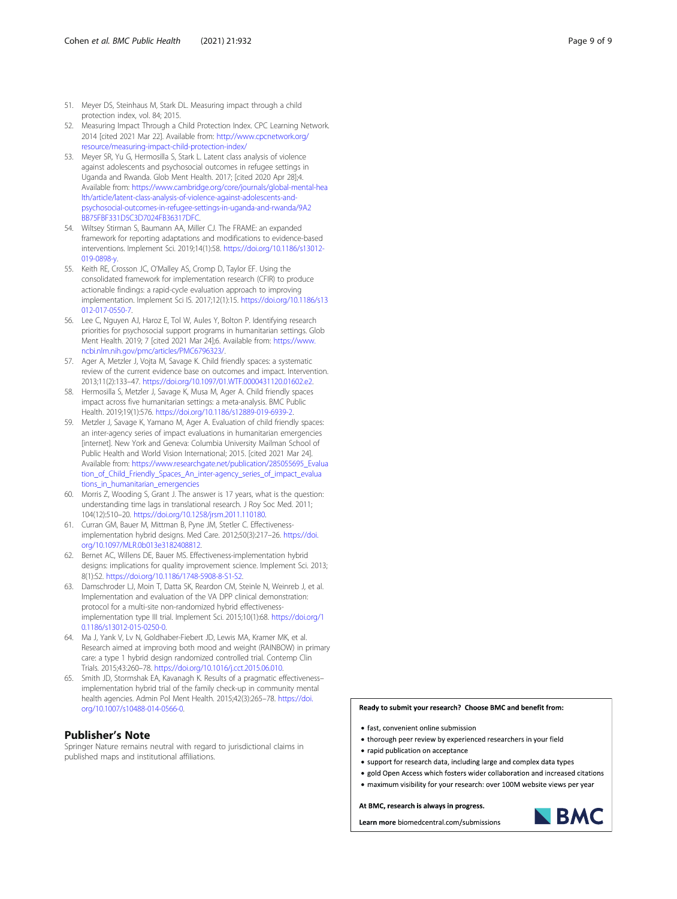51. Meyer DS, Steinhaus M, Stark DL. Measuring impact through a child protection index, vol. 84; 2015.
52. Measuring Impact Through a Child Protection Index. CPC Learning Network. 2014 [cited 2021 Mar 22]. Available from: http://www.cpcnetwork.org/resource/measuring-impact-child-protection-index/
53. Meyer SR, Yu G, Hermosilla S, Stark L. Latent class analysis of violence against adolescents and psychosocial outcomes in refugee settings in Uganda and Rwanda. Glob Ment Health. 2017; [cited 2020 Apr 28];4. Available from: https://www.cambridge.org/core/journals/global-mental-health/article/latent-class-analysis-of-violence-against-adolescents-and-psychosocial-outcomes-in-refugee-settings-in-uganda-and-rwanda/9A2BB75FBF331D5C3D7024FB36317DFC.
54. Wiltsey Stirman S, Baumann AA, Miller CJ. The FRAME: an expanded framework for reporting adaptations and modifications to evidence-based interventions. Implement Sci. 2019;14(1):58. https://doi.org/10.1186/s13012-019-0898-y.
55. Keith RE, Crosson JC, O'Malley AS, Cromp D, Taylor EF. Using the consolidated framework for implementation research (CFIR) to produce actionable findings: a rapid-cycle evaluation approach to improving implementation. Implement Sci IS. 2017;12(1):15. https://doi.org/10.1186/s13012-017-0550-7.
56. Lee C, Nguyen AJ, Haroz E, Tol W, Aules Y, Bolton P. Identifying research priorities for psychosocial support programs in humanitarian settings. Glob Ment Health. 2019; 7 [cited 2021 Mar 24];6. Available from: https://www.ncbi.nlm.nih.gov/pmc/articles/PMC6796323/.
57. Ager A, Metzler J, Vojta M, Savage K. Child friendly spaces: a systematic review of the current evidence base on outcomes and impact. Intervention. 2013;11(2):133–47. https://doi.org/10.1097/01.WTF.0000431120.01602.e2.
58. Hermosilla S, Metzler J, Savage K, Musa M, Ager A. Child friendly spaces impact across five humanitarian settings: a meta-analysis. BMC Public Health. 2019;19(1):576. https://doi.org/10.1186/s12889-019-6939-2.
59. Metzler J, Savage K, Yamano M, Ager A. Evaluation of child friendly spaces: an inter-agency series of impact evaluations in humanitarian emergencies [internet]. New York and Geneva: Columbia University Mailman School of Public Health and World Vision International; 2015. [cited 2021 Mar 24]. Available from: https://www.researchgate.net/publication/285055695_Evaluation_of_Child_Friendly_Spaces_An_inter-agency_series_of_impact_evaluations_in_humanitarian_emergencies
60. Morris Z, Wooding S, Grant J. The answer is 17 years, what is the question: understanding time lags in translational research. J Roy Soc Med. 2011; 104(12):510–20. https://doi.org/10.1258/jrsm.2011.110180.
61. Curran GM, Bauer M, Mittman B, Pyne JM, Stetler C. Effectiveness-implementation hybrid designs. Med Care. 2012;50(3):217–26. https://doi.org/10.1097/MLR.0b013e3182408812.
62. Bernet AC, Willens DE, Bauer MS. Effectiveness-implementation hybrid designs: implications for quality improvement science. Implement Sci. 2013; 8(1):S2. https://doi.org/10.1186/1748-5908-8-S1-S2.
63. Damschroder LJ, Moin T, Datta SK, Reardon CM, Steinle N, Weinreb J, et al. Implementation and evaluation of the VA DPP clinical demonstration: protocol for a multi-site non-randomized hybrid effectiveness-implementation type III trial. Implement Sci. 2015;10(1):68. https://doi.org/10.1186/s13012-015-0250-0.
64. Ma J, Yank V, Lv N, Goldhaber-Fiebert JD, Lewis MA, Kramer MK, et al. Research aimed at improving both mood and weight (RAINBOW) in primary care: a type 1 hybrid design randomized controlled trial. Contemp Clin Trials. 2015;43:260–78. https://doi.org/10.1016/j.cct.2015.06.010.
65. Smith JD, Stormshak EA, Kavanagh K. Results of a pragmatic effectiveness–implementation hybrid trial of the family check-up in community mental health agencies. Admin Pol Ment Health. 2015;42(3):265–78. https://doi.org/10.1007/s10488-014-0566-0.

## Publisher's Note

Springer Nature remains neutral with regard to jurisdictional claims in published maps and institutional affiliations.

**Ready to submit your research? Choose BMC and benefit from:**

- fast, convenient online submission
- thorough peer review by experienced researchers in your field
- rapid publication on acceptance
- support for research data, including large and complex data types
- gold Open Access which fosters wider collaboration and increased citations
- maximum visibility for your research: over 100M website views per year

**At BMC, research is always in progress.**

**Learn more** biomedcentral.com/submissions

BMC